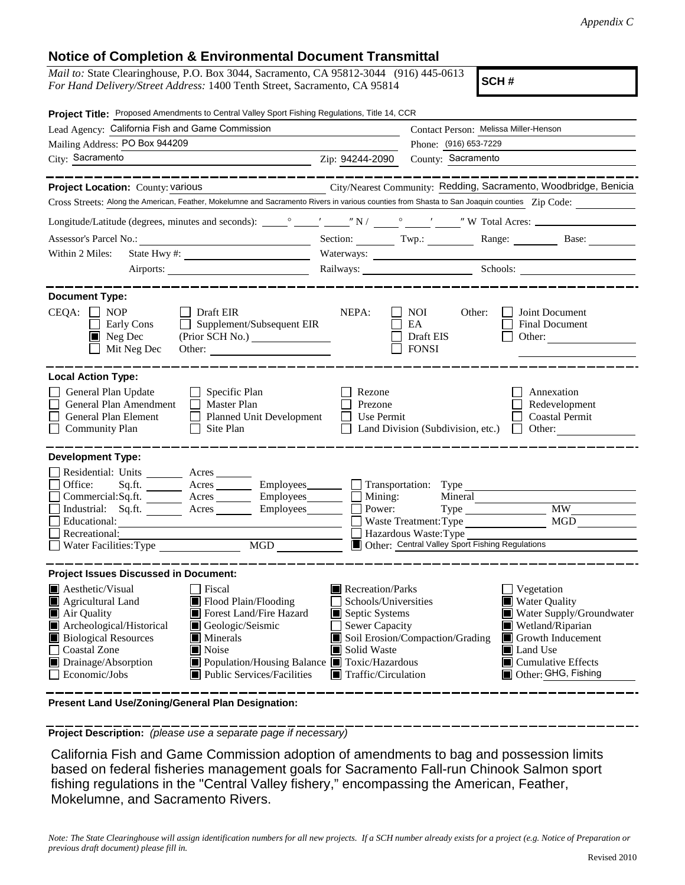*Appendix C*

## Notice of Completion & Environmental Document Transmittal

*Mail to:* State Clearinghouse, P.O. Box 3044, Sacramento, CA 95812-3044 (916) 445-0613
*For Hand Delivery/Street Address:* 1400 Tenth Street, Sacramento, CA 95814

**SCH #**

**Project Title:** Proposed Amendments to Central Valley Sport Fishing Regulations, Title 14, CCR

Lead Agency: California Fish and Game Commission
Contact Person: Melissa Miller-Henson
Mailing Address: PO Box 944209
Phone: (916) 653-7229
City: Sacramento Zip: 94244-2090 County: Sacramento

---

**Project Location:** County: various City/Nearest Community: Redding, Sacramento, Woodbridge, Benicia
Cross Streets: Along the American, Feather, Mokelumne and Sacramento Rivers in various counties from Shasta to San Joaquin counties Zip Code:

Longitude/Latitude (degrees, minutes and seconds): \_\_\_° \_\_\_′ \_\_\_″ N / \_\_\_° \_\_\_′ \_\_\_″ W Total Acres:

Assessor's Parcel No.: Section: Twp.: Range: Base:

Within 2 Miles: State Hwy #: Waterways:
Airports: Railways: Schools:

---

**Document Type:**

CEQA: ☐ NOP ☐ Draft EIR ☐ Early Cons ☐ Supplement/Subsequent EIR ☒ Neg Dec (Prior SCH No.) ☐ Mit Neg Dec Other:

NEPA: ☐ NOI ☐ EA ☐ Draft EIS ☐ FONSI

Other: ☐ Joint Document ☐ Final Document ☐ Other:

---

**Local Action Type:**

☐ General Plan Update ☐ Specific Plan ☐ Rezone ☐ Annexation
☐ General Plan Amendment ☐ Master Plan ☐ Prezone ☐ Redevelopment
☐ General Plan Element ☐ Planned Unit Development ☐ Use Permit ☐ Coastal Permit
☐ Community Plan ☐ Site Plan ☐ Land Division (Subdivision, etc.) ☐ Other:

---

**Development Type:**

☐ Residential: Units \_\_\_ Acres \_\_\_
☐ Office: Sq.ft. \_\_\_ Acres \_\_\_ Employees \_\_\_
☐ Commercial: Sq.ft. \_\_\_ Acres \_\_\_ Employees \_\_\_
☐ Industrial: Sq.ft. \_\_\_ Acres \_\_\_ Employees \_\_\_
☐ Educational:
☐ Recreational:
☐ Water Facilities: Type \_\_\_ MGD \_\_\_
☐ Transportation: Type
☐ Mining: Mineral
☐ Power: Type \_\_\_ MW \_\_\_
☐ Waste Treatment: Type \_\_\_ MGD \_\_\_
☐ Hazardous Waste: Type
☒ Other: Central Valley Sport Fishing Regulations

---

**Project Issues Discussed in Document:**

☒ Aesthetic/Visual ☐ Fiscal ☒ Recreation/Parks ☐ Vegetation
☒ Agricultural Land ☒ Flood Plain/Flooding ☐ Schools/Universities ☒ Water Quality
☒ Air Quality ☒ Forest Land/Fire Hazard ☒ Septic Systems ☒ Water Supply/Groundwater
☒ Archeological/Historical ☒ Geologic/Seismic ☐ Sewer Capacity ☒ Wetland/Riparian
☒ Biological Resources ☒ Minerals ☒ Soil Erosion/Compaction/Grading ☒ Growth Inducement
☐ Coastal Zone ☒ Noise ☒ Solid Waste ☒ Land Use
☒ Drainage/Absorption ☒ Population/Housing Balance ☒ Toxic/Hazardous ☒ Cumulative Effects
☐ Economic/Jobs ☒ Public Services/Facilities ☒ Traffic/Circulation ☒ Other: GHG, Fishing

---

**Present Land Use/Zoning/General Plan Designation:**

---

**Project Description:** *(please use a separate page if necessary)*

California Fish and Game Commission adoption of amendments to bag and possession limits based on federal fisheries management goals for Sacramento Fall-run Chinook Salmon sport fishing regulations in the "Central Valley fishery," encompassing the American, Feather, Mokelumne, and Sacramento Rivers.

*Note: The State Clearinghouse will assign identification numbers for all new projects. If a SCH number already exists for a project (e.g. Notice of Preparation or previous draft document) please fill in.*

Revised 2010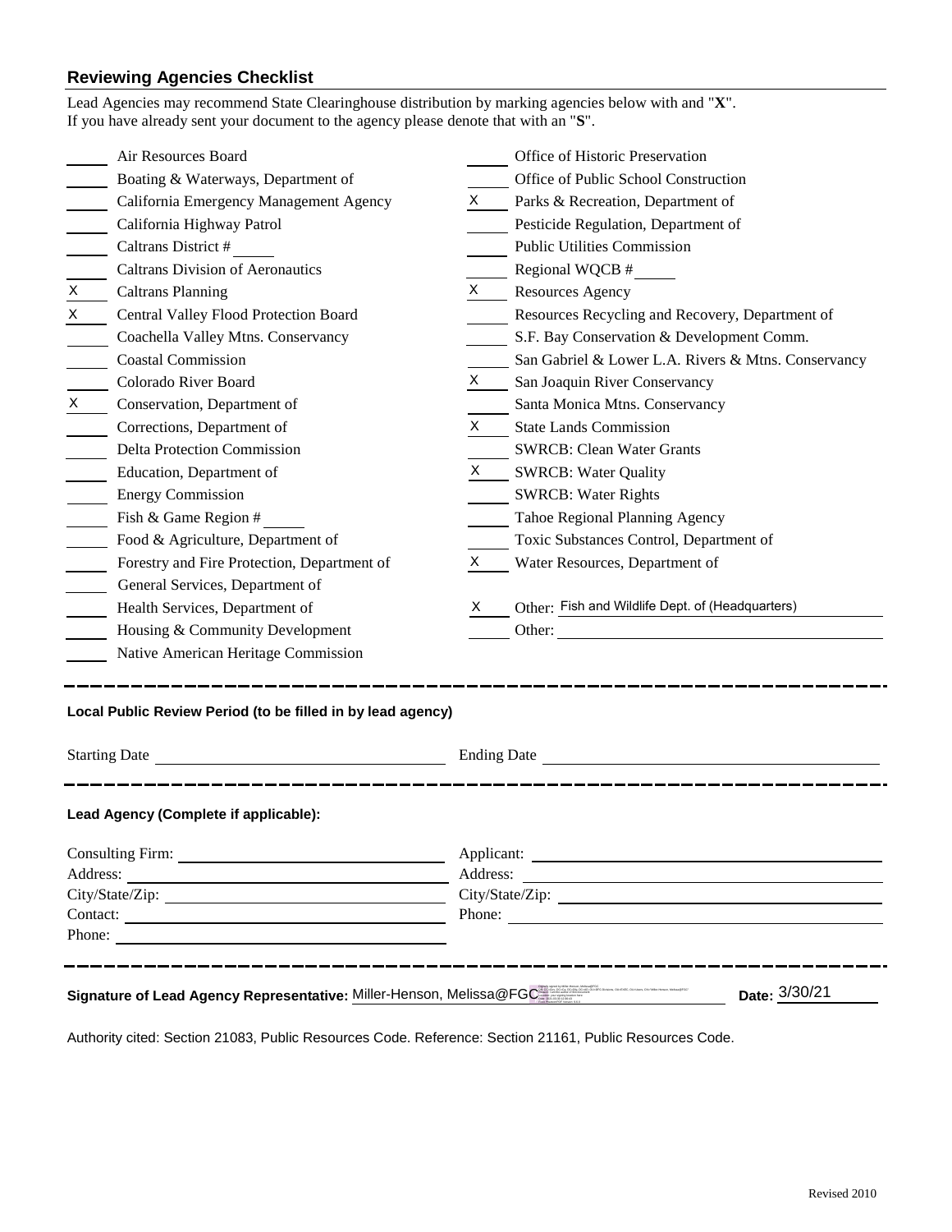## Reviewing Agencies Checklist

Lead Agencies may recommend State Clearinghouse distribution by marking agencies below with and "**X**".
If you have already sent your document to the agency please denote that with an "**S**".

| | | | |
|---|---|---|---|
| | Air Resources Board | | Office of Historic Preservation |
| | Boating & Waterways, Department of | | Office of Public School Construction |
| | California Emergency Management Agency | X | Parks & Recreation, Department of |
| | California Highway Patrol | | Pesticide Regulation, Department of |
| | Caltrans District # | | Public Utilities Commission |
| | Caltrans Division of Aeronautics | | Regional WQCB # |
| X | Caltrans Planning | X | Resources Agency |
| X | Central Valley Flood Protection Board | | Resources Recycling and Recovery, Department of |
| | Coachella Valley Mtns. Conservancy | | S.F. Bay Conservation & Development Comm. |
| | Coastal Commission | | San Gabriel & Lower L.A. Rivers & Mtns. Conservancy |
| | Colorado River Board | X | San Joaquin River Conservancy |
| X | Conservation, Department of | | Santa Monica Mtns. Conservancy |
| | Corrections, Department of | X | State Lands Commission |
| | Delta Protection Commission | | SWRCB: Clean Water Grants |
| | Education, Department of | X | SWRCB: Water Quality |
| | Energy Commission | | SWRCB: Water Rights |
| | Fish & Game Region # | | Tahoe Regional Planning Agency |
| | Food & Agriculture, Department of | | Toxic Substances Control, Department of |
| | Forestry and Fire Protection, Department of | X | Water Resources, Department of |
| | General Services, Department of | | |
| | Health Services, Department of | X | Other: Fish and Wildlife Dept. of (Headquarters) |
| | Housing & Community Development | | Other: |
| | Native American Heritage Commission | | |

---

**Local Public Review Period (to be filled in by lead agency)**

Starting Date ____________________ Ending Date ____________________

---

**Lead Agency (Complete if applicable):**

Consulting Firm: ____________________ Applicant: ____________________
Address: ____________________ Address: ____________________
City/State/Zip: ____________________ City/State/Zip: ____________________
Contact: ____________________ Phone: ____________________
Phone: ____________________

---

**Signature of Lead Agency Representative:** Miller-Henson, Melissa@FGC **Date:** 3/30/21

Authority cited: Section 21083, Public Resources Code. Reference: Section 21161, Public Resources Code.

Revised 2010